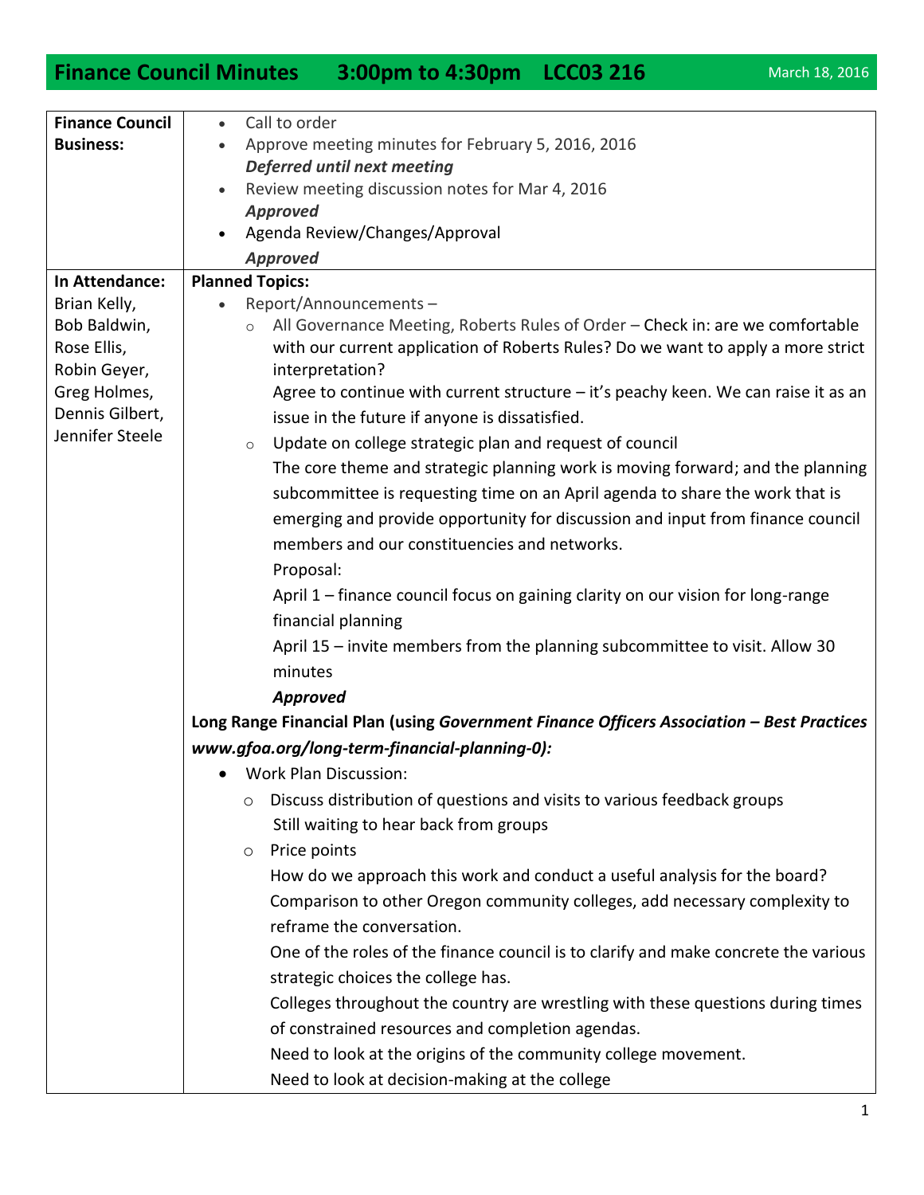# Finance Council Minutes 3:00pm to 4:30pm LCC03 216

March 18, 2016

| | |
|---|---|
| **Finance Council Business:** | • Call to order<br>• Approve meeting minutes for February 5, 2016, 2016<br>***Deferred until next meeting***<br>• Review meeting discussion notes for Mar 4, 2016<br>***Approved***<br>• Agenda Review/Changes/Approval<br>***Approved*** |
| **In Attendance:**<br>Brian Kelly,<br>Bob Baldwin,<br>Rose Ellis,<br>Robin Geyer,<br>Greg Holmes,<br>Dennis Gilbert,<br>Jennifer Steele | **Planned Topics:**<br>• Report/Announcements –<br>○ All Governance Meeting, Roberts Rules of Order – Check in: are we comfortable with our current application of Roberts Rules? Do we want to apply a more strict interpretation?<br>Agree to continue with current structure – it's peachy keen. We can raise it as an issue in the future if anyone is dissatisfied.<br>○ Update on college strategic plan and request of council<br>The core theme and strategic planning work is moving forward; and the planning subcommittee is requesting time on an April agenda to share the work that is emerging and provide opportunity for discussion and input from finance council members and our constituencies and networks.<br>Proposal:<br>April 1 – finance council focus on gaining clarity on our vision for long-range financial planning<br>April 15 – invite members from the planning subcommittee to visit. Allow 30 minutes<br>***Approved***<br>**Long Range Financial Plan (using *Government Finance Officers Association – Best Practices www.gfoa.org/long-term-financial-planning-0):***<br>• Work Plan Discussion:<br>○ Discuss distribution of questions and visits to various feedback groups<br>Still waiting to hear back from groups<br>○ Price points<br>How do we approach this work and conduct a useful analysis for the board?<br>Comparison to other Oregon community colleges, add necessary complexity to reframe the conversation.<br>One of the roles of the finance council is to clarify and make concrete the various strategic choices the college has.<br>Colleges throughout the country are wrestling with these questions during times of constrained resources and completion agendas.<br>Need to look at the origins of the community college movement.<br>Need to look at decision-making at the college |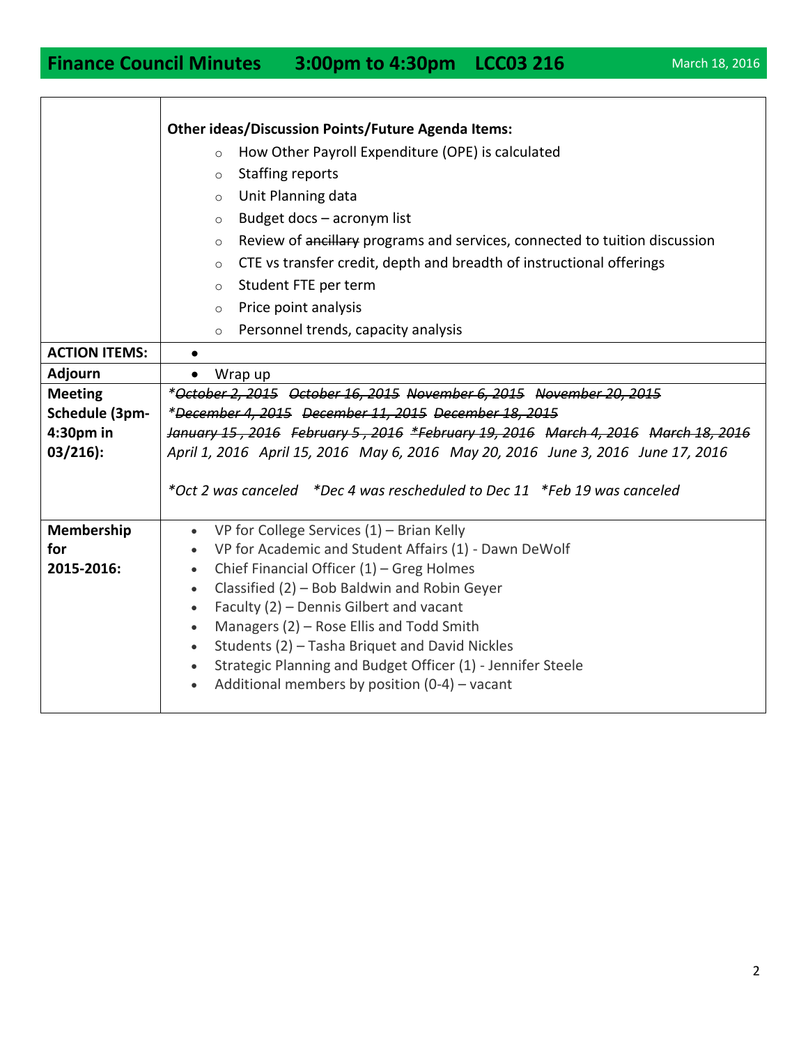# Finance Council Minutes 3:00pm to 4:30pm LCC03 216

March 18, 2016

| | |
|---|---|
| | **Other ideas/Discussion Points/Future Agenda Items:**<br>○ How Other Payroll Expenditure (OPE) is calculated<br>○ Staffing reports<br>○ Unit Planning data<br>○ Budget docs – acronym list<br>○ Review of ~~ancillary~~ programs and services, connected to tuition discussion<br>○ CTE vs transfer credit, depth and breadth of instructional offerings<br>○ Student FTE per term<br>○ Price point analysis<br>○ Personnel trends, capacity analysis |
| **ACTION ITEMS:** | • |
| **Adjourn** | • Wrap up |
| **Meeting Schedule (3pm-4:30pm in 03/216):** | *\*~~October 2, 2015~~ ~~October 16, 2015~~ ~~November 6, 2015~~ ~~November 20, 2015~~*<br>*\*~~December 4, 2015~~ ~~December 11, 2015~~ ~~December 18, 2015~~*<br>*~~January 15 , 2016~~ ~~February 5 , 2016~~ ~~\*February 19, 2016~~ ~~March 4, 2016~~ ~~March 18, 2016~~*<br>*April 1, 2016 April 15, 2016 May 6, 2016 May 20, 2016 June 3, 2016 June 17, 2016*<br><br>*\*Oct 2 was canceled \*Dec 4 was rescheduled to Dec 11 \*Feb 19 was canceled* |
| **Membership for 2015-2016:** | • VP for College Services (1) – Brian Kelly<br>• VP for Academic and Student Affairs (1) - Dawn DeWolf<br>• Chief Financial Officer (1) – Greg Holmes<br>• Classified (2) – Bob Baldwin and Robin Geyer<br>• Faculty (2) – Dennis Gilbert and vacant<br>• Managers (2) – Rose Ellis and Todd Smith<br>• Students (2) – Tasha Briquet and David Nickles<br>• Strategic Planning and Budget Officer (1) - Jennifer Steele<br>• Additional members by position (0-4) – vacant |